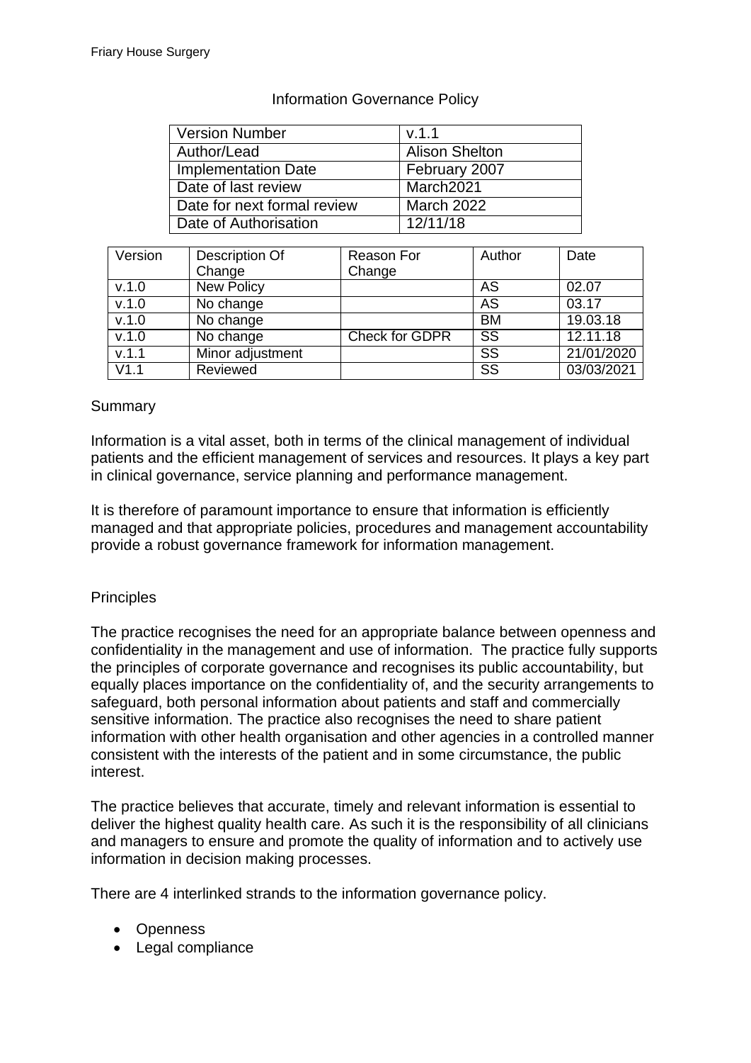Friary House Surgery

# Information Governance Policy

| Version Number | v.1.1 |
|---|---|
| Author/Lead | Alison Shelton |
| Implementation Date | February 2007 |
| Date of last review | March2021 |
| Date for next formal review | March 2022 |
| Date of Authorisation | 12/11/18 |

| Version | Description Of Change | Reason For Change | Author | Date |
|---|---|---|---|---|
| v.1.0 | New Policy | | AS | 02.07 |
| v.1.0 | No change | | AS | 03.17 |
| v.1.0 | No change | | BM | 19.03.18 |
| v.1.0 | No change | Check for GDPR | SS | 12.11.18 |
| v.1.1 | Minor adjustment | | SS | 21/01/2020 |
| V1.1 | Reviewed | | SS | 03/03/2021 |

## Summary

Information is a vital asset, both in terms of the clinical management of individual patients and the efficient management of services and resources. It plays a key part in clinical governance, service planning and performance management.

It is therefore of paramount importance to ensure that information is efficiently managed and that appropriate policies, procedures and management accountability provide a robust governance framework for information management.

## Principles

The practice recognises the need for an appropriate balance between openness and confidentiality in the management and use of information. The practice fully supports the principles of corporate governance and recognises its public accountability, but equally places importance on the confidentiality of, and the security arrangements to safeguard, both personal information about patients and staff and commercially sensitive information. The practice also recognises the need to share patient information with other health organisation and other agencies in a controlled manner consistent with the interests of the patient and in some circumstance, the public interest.

The practice believes that accurate, timely and relevant information is essential to deliver the highest quality health care. As such it is the responsibility of all clinicians and managers to ensure and promote the quality of information and to actively use information in decision making processes.

There are 4 interlinked strands to the information governance policy.

- Openness
- Legal compliance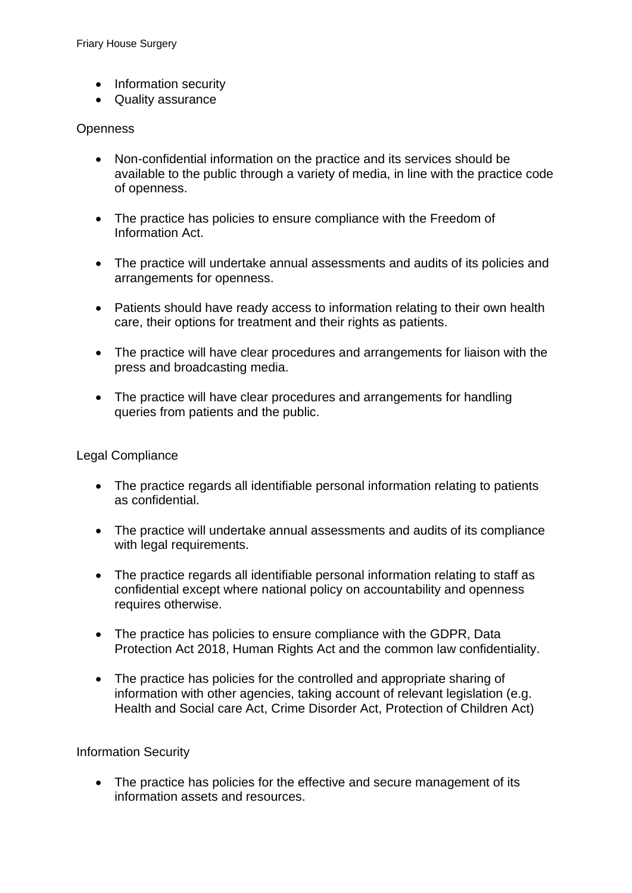- Information security
- Quality assurance

Openness

- Non-confidential information on the practice and its services should be available to the public through a variety of media, in line with the practice code of openness.

- The practice has policies to ensure compliance with the Freedom of Information Act.

- The practice will undertake annual assessments and audits of its policies and arrangements for openness.

- Patients should have ready access to information relating to their own health care, their options for treatment and their rights as patients.

- The practice will have clear procedures and arrangements for liaison with the press and broadcasting media.

- The practice will have clear procedures and arrangements for handling queries from patients and the public.

Legal Compliance

- The practice regards all identifiable personal information relating to patients as confidential.

- The practice will undertake annual assessments and audits of its compliance with legal requirements.

- The practice regards all identifiable personal information relating to staff as confidential except where national policy on accountability and openness requires otherwise.

- The practice has policies to ensure compliance with the GDPR, Data Protection Act 2018, Human Rights Act and the common law confidentiality.

- The practice has policies for the controlled and appropriate sharing of information with other agencies, taking account of relevant legislation (e.g. Health and Social care Act, Crime Disorder Act, Protection of Children Act)

Information Security

- The practice has policies for the effective and secure management of its information assets and resources.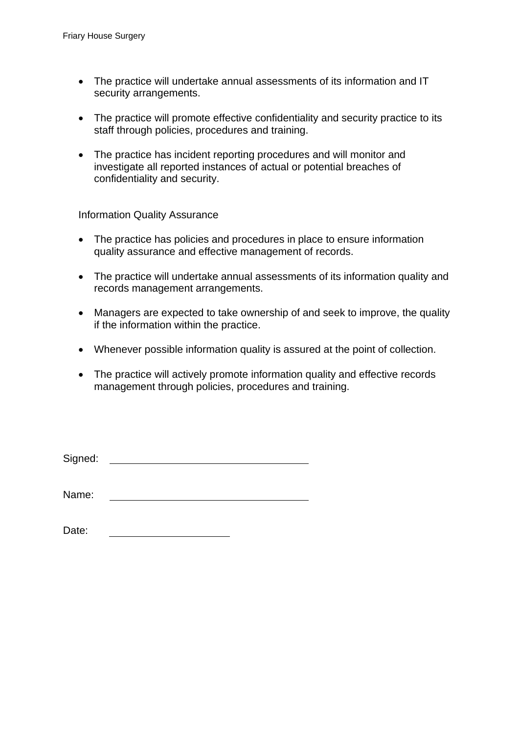- The practice will undertake annual assessments of its information and IT security arrangements.

- The practice will promote effective confidentiality and security practice to its staff through policies, procedures and training.

- The practice has incident reporting procedures and will monitor and investigate all reported instances of actual or potential breaches of confidentiality and security.

Information Quality Assurance

- The practice has policies and procedures in place to ensure information quality assurance and effective management of records.

- The practice will undertake annual assessments of its information quality and records management arrangements.

- Managers are expected to take ownership of and seek to improve, the quality if the information within the practice.

- Whenever possible information quality is assured at the point of collection.

- The practice will actively promote information quality and effective records management through policies, procedures and training.

Signed: ______________________________

Name: ______________________________

Date: ____________________